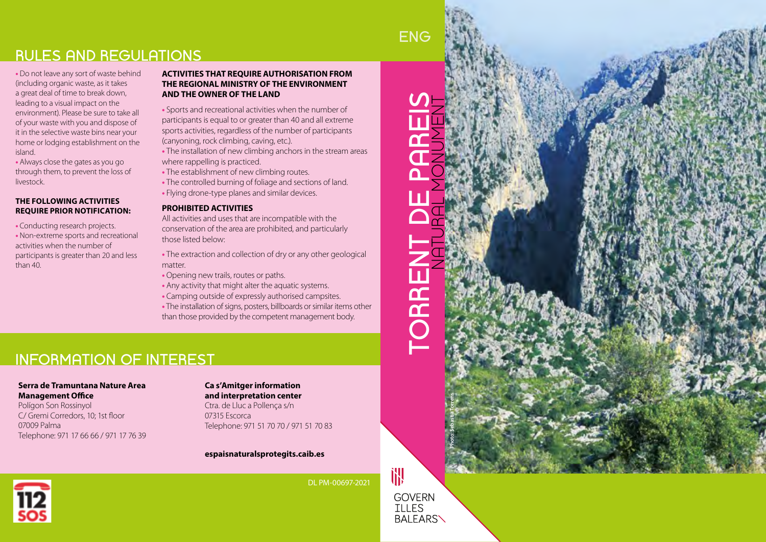## RULES AND REGULATIONS

- Do not leave any sort of waste behind (including organic waste, as it takes a great deal of time to break down, leading to a visual impact on the environment). Please be sure to take all of your waste with you and dispose of it in the selective waste bins near your home or lodging establishment on the island.
- Always close the gates as you go through them, to prevent the loss of livestock.

**THE FOLLOWING ACTIVITIES REQUIRE PRIOR NOTIFICATION:**

- Conducting research projects.
- Non-extreme sports and recreational activities when the number of participants is greater than 20 and less than 40.

**ACTIVITIES THAT REQUIRE AUTHORISATION FROM THE REGIONAL MINISTRY OF THE ENVIRONMENT AND THE OWNER OF THE LAND**

- Sports and recreational activities when the number of participants is equal to or greater than 40 and all extreme sports activities, regardless of the number of participants (canyoning, rock climbing, caving, etc.).
- The installation of new climbing anchors in the stream areas where rappelling is practiced.
- The establishment of new climbing routes.
- The controlled burning of foliage and sections of land.
- Flying drone-type planes and similar devices.

**PROHIBITED ACTIVITIES**

All activities and uses that are incompatible with the conservation of the area are prohibited, and particularly those listed below:

- The extraction and collection of dry or any other geological matter.
- Opening new trails, routes or paths.
- Any activity that might alter the aquatic systems.
- Camping outside of expressly authorised campsites.
- The installation of signs, posters, billboards or similar items other than those provided by the competent management body.

## INFORMATION OF INTEREST

**Serra de Tramuntana Nature Area Management Office**
Polígon Son Rossinyol
C/ Gremi Corredors, 10; 1st floor
07009 Palma
Telephone: 971 17 66 66 / 971 17 76 39

**Ca s'Amitger information and interpretation center**
Ctra. de Lluc a Pollença s/n
07315 Escorca
Telephone: 971 51 70 70 / 971 51 70 83

**espaisnaturalsprotegits.caib.es**

112 SOS

DL PM-00697-2021

ENG

# TORRENT DE PAREIS
## NATURAL MONUMENT

Photo: Sebastià Torrens

GOVERN ILLES BALEARS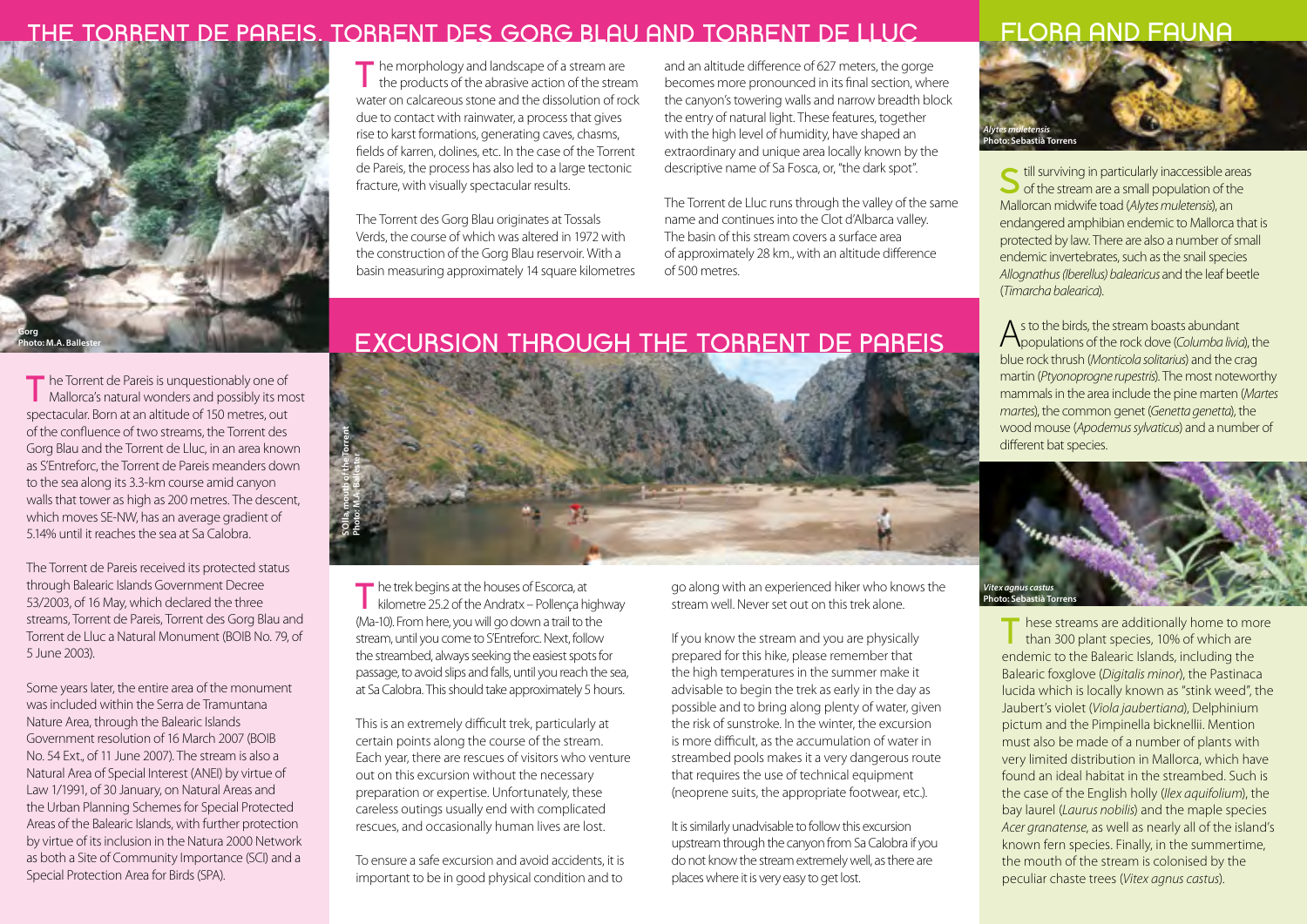## THE TORRENT DE PAREIS, TORRENT DES GORG BLAU AND TORRENT DE LLUC

Gorg
Photo: M.A. Ballester

The Torrent de Pareis is unquestionably one of Mallorca's natural wonders and possibly its most spectacular. Born at an altitude of 150 metres, out of the confluence of two streams, the Torrent des Gorg Blau and the Torrent de Lluc, in an area known as S'Entreforc, the Torrent de Pareis meanders down to the sea along its 3.3-km course amid canyon walls that tower as high as 200 metres. The descent, which moves SE-NW, has an average gradient of 5.14% until it reaches the sea at Sa Calobra.

The Torrent de Pareis received its protected status through Balearic Islands Government Decree 53/2003, of 16 May, which declared the three streams, Torrent de Pareis, Torrent des Gorg Blau and Torrent de Lluc a Natural Monument (BOIB No. 79, of 5 June 2003).

Some years later, the entire area of the monument was included within the Serra de Tramuntana Nature Area, through the Balearic Islands Government resolution of 16 March 2007 (BOIB No. 54 Ext., of 11 June 2007). The stream is also a Natural Area of Special Interest (ANEI) by virtue of Law 1/1991, of 30 January, on Natural Areas and the Urban Planning Schemes for Special Protected Areas of the Balearic Islands, with further protection by virtue of its inclusion in the Natura 2000 Network as both a Site of Community Importance (SCI) and a Special Protection Area for Birds (SPA).

The morphology and landscape of a stream are the products of the abrasive action of the stream water on calcareous stone and the dissolution of rock due to contact with rainwater, a process that gives rise to karst formations, generating caves, chasms, fields of karren, dolines, etc. In the case of the Torrent de Pareis, the process has also led to a large tectonic fracture, with visually spectacular results.

The Torrent des Gorg Blau originates at Tossals Verds, the course of which was altered in 1972 with the construction of the Gorg Blau reservoir. With a basin measuring approximately 14 square kilometres and an altitude difference of 627 meters, the gorge becomes more pronounced in its final section, where the canyon's towering walls and narrow breadth block the entry of natural light. These features, together with the high level of humidity, have shaped an extraordinary and unique area locally known by the descriptive name of Sa Fosca, or, "the dark spot".

The Torrent de Lluc runs through the valley of the same name and continues into the Clot d'Albarca valley. The basin of this stream covers a surface area of approximately 28 km., with an altitude difference of 500 metres.

## EXCURSION THROUGH THE TORRENT DE PAREIS

S'Olla, mouth of the Torrent
Photo: M.A. Ballester

The trek begins at the houses of Escorca, at kilometre 25.2 of the Andratx – Pollença highway (Ma-10). From here, you will go down a trail to the stream, until you come to S'Entreforc. Next, follow the streambed, always seeking the easiest spots for passage, to avoid slips and falls, until you reach the sea, at Sa Calobra. This should take approximately 5 hours.

This is an extremely difficult trek, particularly at certain points along the course of the stream. Each year, there are rescues of visitors who venture out on this excursion without the necessary preparation or expertise. Unfortunately, these careless outings usually end with complicated rescues, and occasionally human lives are lost.

To ensure a safe excursion and avoid accidents, it is important to be in good physical condition and to go along with an experienced hiker who knows the stream well. Never set out on this trek alone.

If you know the stream and you are physically prepared for this hike, please remember that the high temperatures in the summer make it advisable to begin the trek as early in the day as possible and to bring along plenty of water, given the risk of sunstroke. In the winter, the excursion is more difficult, as the accumulation of water in streambed pools makes it a very dangerous route that requires the use of technical equipment (neoprene suits, the appropriate footwear, etc.).

It is similarly unadvisable to follow this excursion upstream through the canyon from Sa Calobra if you do not know the stream extremely well, as there are places where it is very easy to get lost.

## FLORA AND FAUNA

*Alytes muletensis*
Photo: Sebastià Torrens

Still surviving in particularly inaccessible areas of the stream are a small population of the Mallorcan midwife toad (*Alytes muletensis*), an endangered amphibian endemic to Mallorca that is protected by law. There are also a number of small endemic invertebrates, such as the snail species *Allognathus (Iberellus) balearicus* and the leaf beetle (*Timarcha balearica*).

As to the birds, the stream boasts abundant populations of the rock dove (*Columba livia*), the blue rock thrush (*Monticola solitarius*) and the crag martin (*Ptyonoprogne rupestris*). The most noteworthy mammals in the area include the pine marten (*Martes martes*), the common genet (*Genetta genetta*), the wood mouse (*Apodemus sylvaticus*) and a number of different bat species.

*Vitex agnus castus*
Photo: Sebastià Torrens

These streams are additionally home to more than 300 plant species, 10% of which are endemic to the Balearic Islands, including the Balearic foxglove (*Digitalis minor*), the Pastinaca lucida which is locally known as "stink weed", the Jaubert's violet (*Viola jaubertiana*), Delphinium pictum and the Pimpinella bicknellii. Mention must also be made of a number of plants with very limited distribution in Mallorca, which have found an ideal habitat in the streambed. Such is the case of the English holly (*Ilex aquifolium*), the bay laurel (*Laurus nobilis*) and the maple species *Acer granatense*, as well as nearly all of the island's known fern species. Finally, in the summertime, the mouth of the stream is colonised by the peculiar chaste trees (*Vitex agnus castus*).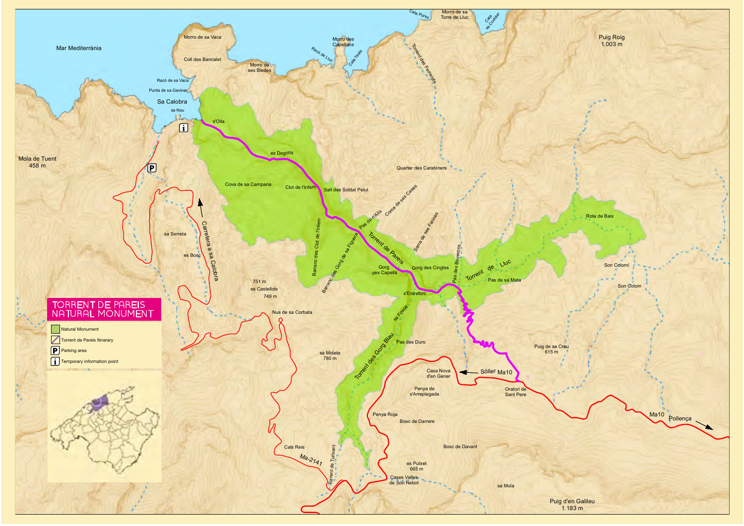# TORRENT DE PAREIS NATURAL MONUMENT

- Natural Monument
- Torrent de Pareis Itinerary
- Parking area
- Temporary information point

Mar Mediterrània

Morro de sa Vaca

Coll des Bancalet

Racó de sa Vaca

Punta de sa Gavina

Sa Calobra

sa Nau

s'Olla

Morro de ses Bledes

Racó de Lluc

Cala Tests

Morro des Capellans

Cala Porxo

Morro de sa Torre de Lluc

Cala es Codolar

Torrent des Ferrerets

Puig Roig
1.003 m

Mola de Tuent
458 m

es Degotís

Cova de sa Campana

Clot de l'Infern

Salt des Soldat Pelut

Quarter des Carabiners

Coma de ses Cases

Pas de n'Alis

Serra de ses Farines

Torrent de Pareis

Barranc des Clot de l'Infern

Barranc des Gorg de sa Figuera

Gorg des Capellà

Gorg des Cingles

Pas des Boverons

Torrent de Lluc

Pas de sa Mata

Rota de Baix

Son Colomí

Son Colom

s'Entreforc

sa Fosca

Pas des Duro

Torrent des Gorg Blau

Carretera a sa Calobra

sa Serreta

es Bosc

751 m

es Castellots

749 m

Nus de sa Corbata

sa Moleta
780 m

Puig de sa Creu
615 m

Casa Nova d'en Gener

Sóller Ma10

Oratori de Sant Pere

Ma10

Pollença

Penya de s'Arreplegada

Penya Roja

Bosc de Darrere

Bosc de Davant

Cals Reis

Ma-2141

Torrent de Turixant

es Putxet
665 m

Cases Velles de Son Nebot

sa Mola

Puig d'en Galileu
1.183 m